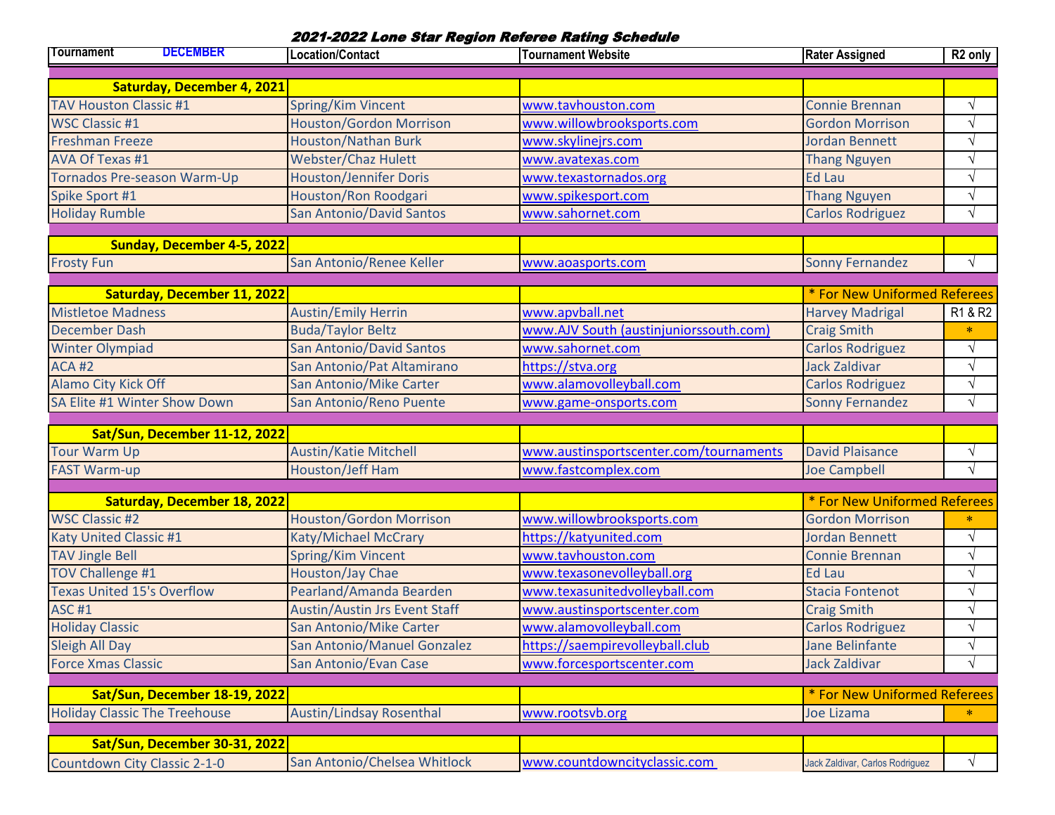## 2021-2022 Lone Star Region Referee Rating Schedule

| Tournament DECEMBER | Location/Contact | Tournament Website | Rater Assigned | R2 only |
|---|---|---|---|---|
| **Saturday, December 4, 2021** | | | | |
| TAV Houston Classic #1 | Spring/Kim Vincent | www.tavhouston.com | Connie Brennan | √ |
| WSC Classic #1 | Houston/Gordon Morrison | www.willowbrooksports.com | Gordon Morrison | √ |
| Freshman Freeze | Houston/Nathan Burk | www.skylinejrs.com | Jordan Bennett | √ |
| AVA Of Texas #1 | Webster/Chaz Hulett | www.avatexas.com | Thang Nguyen | √ |
| Tornados Pre-season Warm-Up | Houston/Jennifer Doris | www.texastornados.org | Ed Lau | √ |
| Spike Sport #1 | Houston/Ron Roodgari | www.spikesport.com | Thang Nguyen | √ |
| Holiday Rumble | San Antonio/David Santos | www.sahornet.com | Carlos Rodriguez | √ |
| **Sunday, December 4-5, 2022** | | | | |
| Frosty Fun | San Antonio/Renee Keller | www.aoasports.com | Sonny Fernandez | √ |
| **Saturday, December 11, 2022** | | | * For New Uniformed Referees | |
| Mistletoe Madness | Austin/Emily Herrin | www.apvball.net | Harvey Madrigal | R1 & R2 |
| December Dash | Buda/Taylor Beltz | www.AJV South (austinjuniorssouth.com) | Craig Smith | * |
| Winter Olympiad | San Antonio/David Santos | www.sahornet.com | Carlos Rodriguez | √ |
| ACA #2 | San Antonio/Pat Altamirano | https://stva.org | Jack Zaldivar | √ |
| Alamo City Kick Off | San Antonio/Mike Carter | www.alamovolleyball.com | Carlos Rodriguez | √ |
| SA Elite #1 Winter Show Down | San Antonio/Reno Puente | www.game-onsports.com | Sonny Fernandez | √ |
| **Sat/Sun, December 11-12, 2022** | | | | |
| Tour Warm Up | Austin/Katie Mitchell | www.austinsportscenter.com/tournaments | David Plaisance | √ |
| FAST Warm-up | Houston/Jeff Ham | www.fastcomplex.com | Joe Campbell | √ |
| **Saturday, December 18, 2022** | | | * For New Uniformed Referees | |
| WSC Classic #2 | Houston/Gordon Morrison | www.willowbrooksports.com | Gordon Morrison | * |
| Katy United Classic #1 | Katy/Michael McCrary | https://katyunited.com | Jordan Bennett | √ |
| TAV Jingle Bell | Spring/Kim Vincent | www.tavhouston.com | Connie Brennan | √ |
| TOV Challenge #1 | Houston/Jay Chae | www.texasonevolleyball.org | Ed Lau | √ |
| Texas United 15's Overflow | Pearland/Amanda Bearden | www.texasunitedvolleyball.com | Stacia Fontenot | √ |
| ASC #1 | Austin/Austin Jrs Event Staff | www.austinsportscenter.com | Craig Smith | √ |
| Holiday Classic | San Antonio/Mike Carter | www.alamovolleyball.com | Carlos Rodriguez | √ |
| Sleigh All Day | San Antonio/Manuel Gonzalez | https://saempirevolleyball.club | Jane Belinfante | √ |
| Force Xmas Classic | San Antonio/Evan Case | www.forcesportscenter.com | Jack Zaldivar | √ |
| **Sat/Sun, December 18-19, 2022** | | | * For New Uniformed Referees | |
| Holiday Classic The Treehouse | Austin/Lindsay Rosenthal | www.rootsvb.org | Joe Lizama | * |
| **Sat/Sun, December 30-31, 2022** | | | | |
| Countdown City Classic 2-1-0 | San Antonio/Chelsea Whitlock | www.countdowncityclassic.com | Jack Zaldivar, Carlos Rodriguez | √ |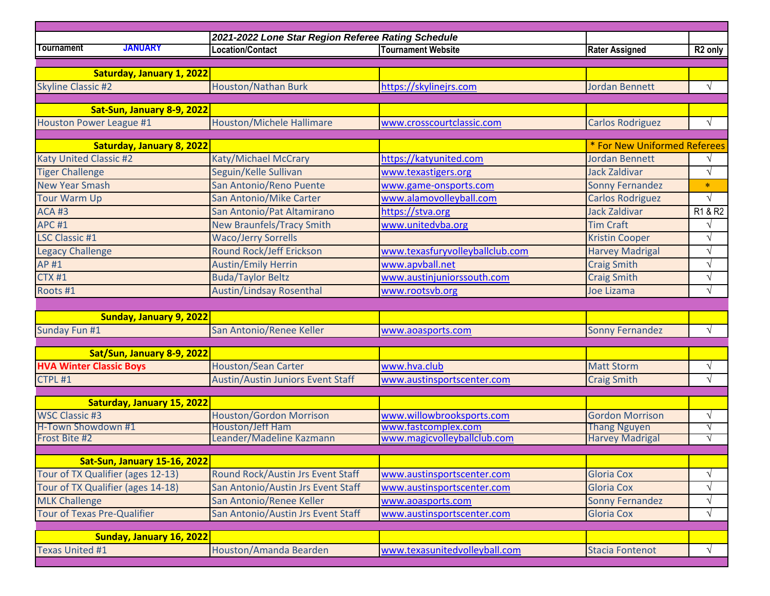| Tournament JANUARY | 2021-2022 Lone Star Region Referee Rating Schedule<br>Location/Contact | Tournament Website | Rater Assigned | R2 only |
|---|---|---|---|---|
| **Saturday, January 1, 2022** | | | | |
| Skyline Classic #2 | Houston/Nathan Burk | https://skylinejrs.com | Jordan Bennett | √ |
| **Sat-Sun, January 8-9, 2022** | | | | |
| Houston Power League #1 | Houston/Michele Hallimare | www.crosscourtclassic.com | Carlos Rodriguez | √ |
| **Saturday, January 8, 2022** | | | * For New Uniformed Referees | |
| Katy United Classic #2 | Katy/Michael McCrary | https://katyunited.com | Jordan Bennett | √ |
| Tiger Challenge | Seguin/Kelle Sullivan | www.texastigers.org | Jack Zaldivar | √ |
| New Year Smash | San Antonio/Reno Puente | www.game-onsports.com | Sonny Fernandez | * |
| Tour Warm Up | San Antonio/Mike Carter | www.alamovolleyball.com | Carlos Rodriguez | √ |
| ACA #3 | San Antonio/Pat Altamirano | https://stva.org | Jack Zaldivar | R1 & R2 |
| APC #1 | New Braunfels/Tracy Smith | www.unitedvba.org | Tim Craft | √ |
| LSC Classic #1 | Waco/Jerry Sorrells | | Kristin Cooper | √ |
| Legacy Challenge | Round Rock/Jeff Erickson | www.texasfuryvolleyballclub.com | Harvey Madrigal | √ |
| AP #1 | Austin/Emily Herrin | www.apvball.net | Craig Smith | √ |
| CTX #1 | Buda/Taylor Beltz | www.austinjuniorssouth.com | Craig Smith | √ |
| Roots #1 | Austin/Lindsay Rosenthal | www.rootsvb.org | Joe Lizama | √ |
| **Sunday, January 9, 2022** | | | | |
| Sunday Fun #1 | San Antonio/Renee Keller | www.aoasports.com | Sonny Fernandez | √ |
| **Sat/Sun, January 8-9, 2022** | | | | |
| **HVA Winter Classic Boys** | Houston/Sean Carter | www.hva.club | Matt Storm | √ |
| CTPL #1 | Austin/Austin Juniors Event Staff | www.austinsportscenter.com | Craig Smith | √ |
| **Saturday, January 15, 2022** | | | | |
| WSC Classic #3 | Houston/Gordon Morrison | www.willowbrooksports.com | Gordon Morrison | √ |
| H-Town Showdown #1 | Houston/Jeff Ham | www.fastcomplex.com | Thang Nguyen | √ |
| Frost Bite #2 | Leander/Madeline Kazmann | www.magicvolleyballclub.com | Harvey Madrigal | √ |
| **Sat-Sun, January 15-16, 2022** | | | | |
| Tour of TX Qualifier (ages 12-13) | Round Rock/Austin Jrs Event Staff | www.austinsportscenter.com | Gloria Cox | √ |
| Tour of TX Qualifier (ages 14-18) | San Antonio/Austin Jrs Event Staff | www.austinsportscenter.com | Gloria Cox | √ |
| MLK Challenge | San Antonio/Renee Keller | www.aoasports.com | Sonny Fernandez | √ |
| Tour of Texas Pre-Qualifier | San Antonio/Austin Jrs Event Staff | www.austinsportscenter.com | Gloria Cox | √ |
| **Sunday, January 16, 2022** | | | | |
| Texas United #1 | Houston/Amanda Bearden | www.texasunitedvolleyball.com | Stacia Fontenot | √ |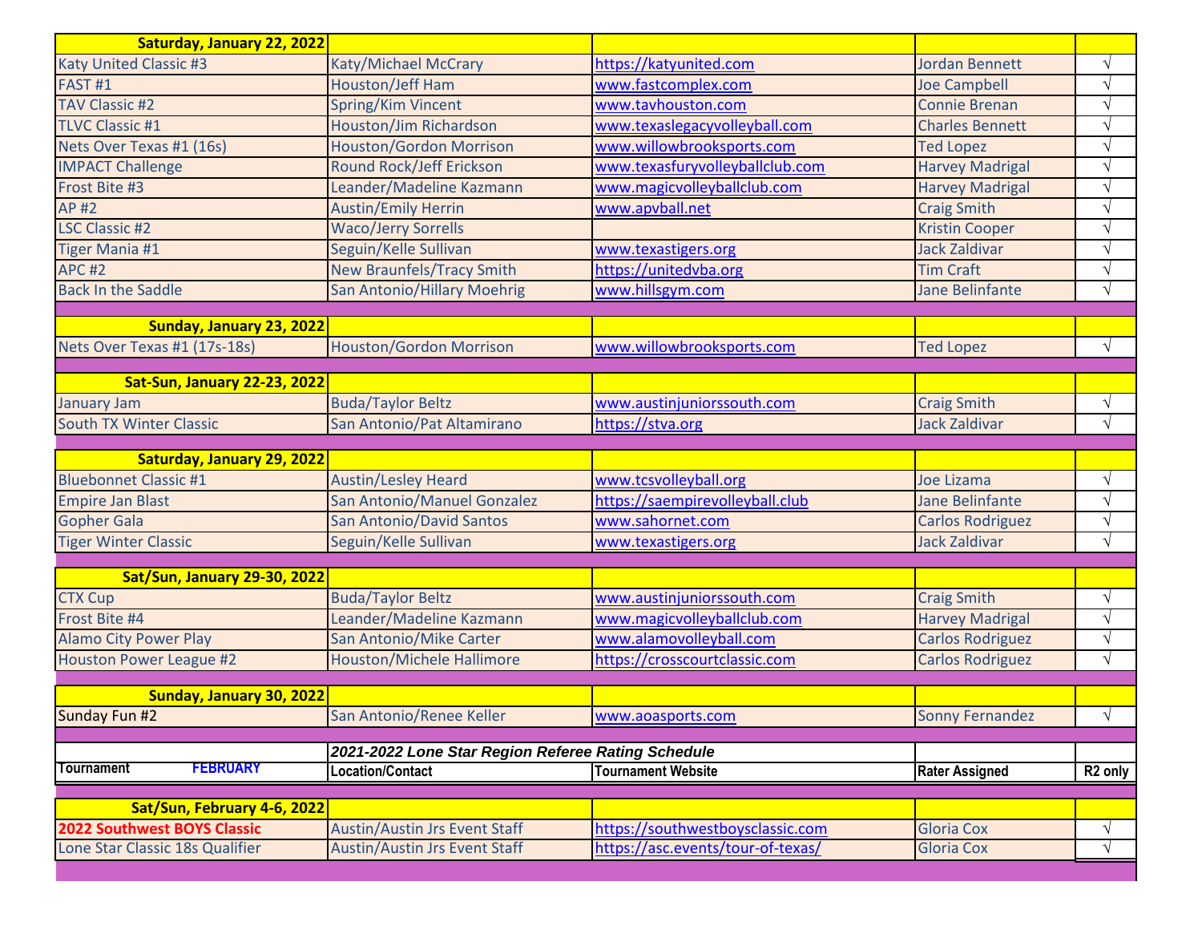| Saturday, January 22, 2022 | | | | |
|---|---|---|---|---|
| Katy United Classic #3 | Katy/Michael McCrary | https://katyunited.com | Jordan Bennett | √ |
| FAST #1 | Houston/Jeff Ham | www.fastcomplex.com | Joe Campbell | √ |
| TAV Classic #2 | Spring/Kim Vincent | www.tavhouston.com | Connie Brenan | √ |
| TLVC Classic #1 | Houston/Jim Richardson | www.texaslegacyvolleyball.com | Charles Bennett | √ |
| Nets Over Texas #1 (16s) | Houston/Gordon Morrison | www.willowbrooksports.com | Ted Lopez | √ |
| IMPACT Challenge | Round Rock/Jeff Erickson | www.texasfuryvolleyballclub.com | Harvey Madrigal | √ |
| Frost Bite #3 | Leander/Madeline Kazmann | www.magicvolleyballclub.com | Harvey Madrigal | √ |
| AP #2 | Austin/Emily Herrin | www.apvball.net | Craig Smith | √ |
| LSC Classic #2 | Waco/Jerry Sorrells | | Kristin Cooper | √ |
| Tiger Mania #1 | Seguin/Kelle Sullivan | www.texastigers.org | Jack Zaldivar | √ |
| APC #2 | New Braunfels/Tracy Smith | https://unitedvba.org | Tim Craft | √ |
| Back In the Saddle | San Antonio/Hillary Moehrig | www.hillsgym.com | Jane Belinfante | √ |
| | | | | |
| **Sunday, January 23, 2022** | | | | |
| Nets Over Texas #1 (17s-18s) | Houston/Gordon Morrison | www.willowbrooksports.com | Ted Lopez | √ |
| | | | | |
| **Sat-Sun, January 22-23, 2022** | | | | |
| January Jam | Buda/Taylor Beltz | www.austinjuniorssouth.com | Craig Smith | √ |
| South TX Winter Classic | San Antonio/Pat Altamirano | https://stva.org | Jack Zaldivar | √ |
| | | | | |
| **Saturday, January 29, 2022** | | | | |
| Bluebonnet Classic #1 | Austin/Lesley Heard | www.tcsvolleyball.org | Joe Lizama | √ |
| Empire Jan Blast | San Antonio/Manuel Gonzalez | https://saempirevolleyball.club | Jane Belinfante | √ |
| Gopher Gala | San Antonio/David Santos | www.sahornet.com | Carlos Rodriguez | √ |
| Tiger Winter Classic | Seguin/Kelle Sullivan | www.texastigers.org | Jack Zaldivar | √ |
| | | | | |
| **Sat/Sun, January 29-30, 2022** | | | | |
| CTX Cup | Buda/Taylor Beltz | www.austinjuniorssouth.com | Craig Smith | √ |
| Frost Bite #4 | Leander/Madeline Kazmann | www.magicvolleyballclub.com | Harvey Madrigal | √ |
| Alamo City Power Play | San Antonio/Mike Carter | www.alamovolleyball.com | Carlos Rodriguez | √ |
| Houston Power League #2 | Houston/Michele Hallimore | https://crosscourtclassic.com | Carlos Rodriguez | √ |
| | | | | |
| **Sunday, January 30, 2022** | | | | |
| Sunday Fun #2 | San Antonio/Renee Keller | www.aoasports.com | Sonny Fernandez | √ |
| | | | | |
| | ***2021-2022 Lone Star Region Referee Rating Schedule*** | | | |
| **Tournament FEBRUARY** | **Location/Contact** | **Tournament Website** | **Rater Assigned** | **R2 only** |
| | | | | |
| **Sat/Sun, February 4-6, 2022** | | | | |
| **2022 Southwest BOYS Classic** | Austin/Austin Jrs Event Staff | https://southwestboysclassic.com | Gloria Cox | √ |
| Lone Star Classic 18s Qualifier | Austin/Austin Jrs Event Staff | https://asc.events/tour-of-texas/ | Gloria Cox | √ |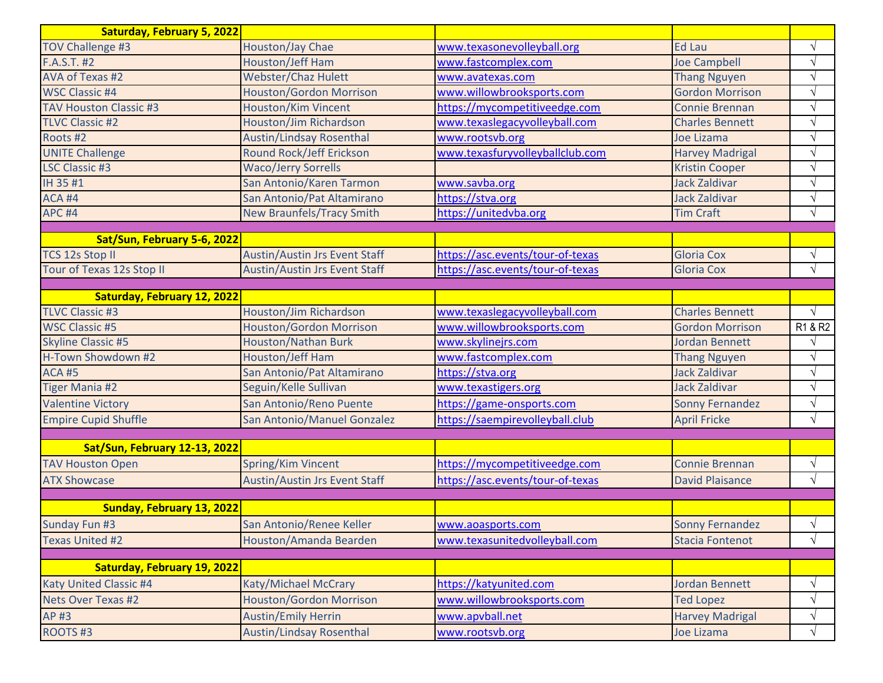| Saturday, February 5, 2022 | | | | |
|---|---|---|---|---|
| TOV Challenge #3 | Houston/Jay Chae | www.texasonevolleyball.org | Ed Lau | √ |
| F.A.S.T. #2 | Houston/Jeff Ham | www.fastcomplex.com | Joe Campbell | √ |
| AVA of Texas #2 | Webster/Chaz Hulett | www.avatexas.com | Thang Nguyen | √ |
| WSC Classic #4 | Houston/Gordon Morrison | www.willowbrooksports.com | Gordon Morrison | √ |
| TAV Houston Classic #3 | Houston/Kim Vincent | https://mycompetitiveedge.com | Connie Brennan | √ |
| TLVC Classic #2 | Houston/Jim Richardson | www.texaslegacyvolleyball.com | Charles Bennett | √ |
| Roots #2 | Austin/Lindsay Rosenthal | www.rootsvb.org | Joe Lizama | √ |
| UNITE Challenge | Round Rock/Jeff Erickson | www.texasfuryvolleyballclub.com | Harvey Madrigal | √ |
| LSC Classic #3 | Waco/Jerry Sorrells | | Kristin Cooper | √ |
| IH 35 #1 | San Antonio/Karen Tarmon | www.savba.org | Jack Zaldivar | √ |
| ACA #4 | San Antonio/Pat Altamirano | https://stva.org | Jack Zaldivar | √ |
| APC #4 | New Braunfels/Tracy Smith | https://unitedvba.org | Tim Craft | √ |
| | | | | |
| **Sat/Sun, February 5-6, 2022** | | | | |
| TCS 12s Stop II | Austin/Austin Jrs Event Staff | https://asc.events/tour-of-texas | Gloria Cox | √ |
| Tour of Texas 12s Stop II | Austin/Austin Jrs Event Staff | https://asc.events/tour-of-texas | Gloria Cox | √ |
| | | | | |
| **Saturday, February 12, 2022** | | | | |
| TLVC Classic #3 | Houston/Jim Richardson | www.texaslegacyvolleyball.com | Charles Bennett | √ |
| WSC Classic #5 | Houston/Gordon Morrison | www.willowbrooksports.com | Gordon Morrison | R1 & R2 |
| Skyline Classic #5 | Houston/Nathan Burk | www.skylinejrs.com | Jordan Bennett | √ |
| H-Town Showdown #2 | Houston/Jeff Ham | www.fastcomplex.com | Thang Nguyen | √ |
| ACA #5 | San Antonio/Pat Altamirano | https://stva.org | Jack Zaldivar | √ |
| Tiger Mania #2 | Seguin/Kelle Sullivan | www.texastigers.org | Jack Zaldivar | √ |
| Valentine Victory | San Antonio/Reno Puente | https://game-onsports.com | Sonny Fernandez | √ |
| Empire Cupid Shuffle | San Antonio/Manuel Gonzalez | https://saempirevolleyball.club | April Fricke | √ |
| | | | | |
| **Sat/Sun, February 12-13, 2022** | | | | |
| TAV Houston Open | Spring/Kim Vincent | https://mycompetitiveedge.com | Connie Brennan | √ |
| ATX Showcase | Austin/Austin Jrs Event Staff | https://asc.events/tour-of-texas | David Plaisance | √ |
| | | | | |
| **Sunday, February 13, 2022** | | | | |
| Sunday Fun #3 | San Antonio/Renee Keller | www.aoasports.com | Sonny Fernandez | √ |
| Texas United #2 | Houston/Amanda Bearden | www.texasunitedvolleyball.com | Stacia Fontenot | √ |
| | | | | |
| **Saturday, February 19, 2022** | | | | |
| Katy United Classic #4 | Katy/Michael McCrary | https://katyunited.com | Jordan Bennett | √ |
| Nets Over Texas #2 | Houston/Gordon Morrison | www.willowbrooksports.com | Ted Lopez | √ |
| AP #3 | Austin/Emily Herrin | www.apvball.net | Harvey Madrigal | √ |
| ROOTS #3 | Austin/Lindsay Rosenthal | www.rootsvb.org | Joe Lizama | √ |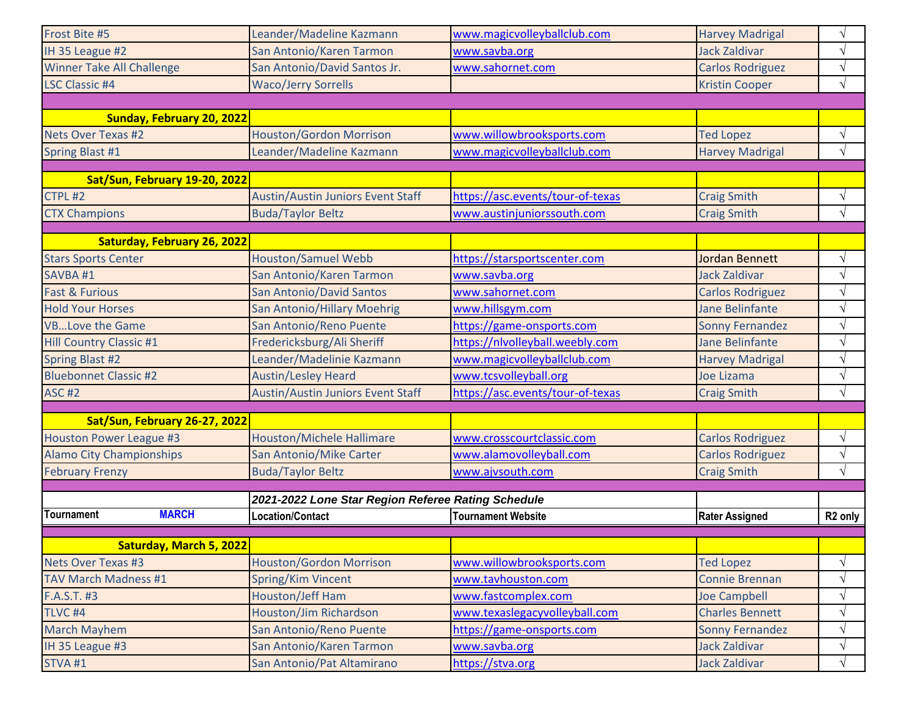| | | | | |
|---|---|---|---|---|
| Frost Bite #5 | Leander/Madeline Kazmann | www.magicvolleyballclub.com | Harvey Madrigal | √ |
| IH 35 League #2 | San Antonio/Karen Tarmon | www.savba.org | Jack Zaldivar | √ |
| Winner Take All Challenge | San Antonio/David Santos Jr. | www.sahornet.com | Carlos Rodriguez | √ |
| LSC Classic #4 | Waco/Jerry Sorrells | | Kristin Cooper | √ |
| | | | | |
| **Sunday, February 20, 2022** | | | | |
| Nets Over Texas #2 | Houston/Gordon Morrison | www.willowbrooksports.com | Ted Lopez | √ |
| Spring Blast #1 | Leander/Madeline Kazmann | www.magicvolleyballclub.com | Harvey Madrigal | √ |
| | | | | |
| **Sat/Sun, February 19-20, 2022** | | | | |
| CTPL #2 | Austin/Austin Juniors Event Staff | https://asc.events/tour-of-texas | Craig Smith | √ |
| CTX Champions | Buda/Taylor Beltz | www.austinjuniorssouth.com | Craig Smith | √ |
| | | | | |
| **Saturday, February 26, 2022** | | | | |
| Stars Sports Center | Houston/Samuel Webb | https://starsportscenter.com | Jordan Bennett | √ |
| SAVBA #1 | San Antonio/Karen Tarmon | www.savba.org | Jack Zaldivar | √ |
| Fast & Furious | San Antonio/David Santos | www.sahornet.com | Carlos Rodriguez | √ |
| Hold Your Horses | San Antonio/Hillary Moehrig | www.hillsgym.com | Jane Belinfante | √ |
| VB…Love the Game | San Antonio/Reno Puente | https://game-onsports.com | Sonny Fernandez | √ |
| Hill Country Classic #1 | Fredericksburg/Ali Sheriff | https://nlvolleyball.weebly.com | Jane Belinfante | √ |
| Spring Blast #2 | Leander/Madelinie Kazmann | www.magicvolleyballclub.com | Harvey Madrigal | √ |
| Bluebonnet Classic #2 | Austin/Lesley Heard | www.tcsvolleyball.org | Joe Lizama | √ |
| ASC #2 | Austin/Austin Juniors Event Staff | https://asc.events/tour-of-texas | Craig Smith | √ |
| | | | | |
| **Sat/Sun, February 26-27, 2022** | | | | |
| Houston Power League #3 | Houston/Michele Hallimare | www.crosscourtclassic.com | Carlos Rodriguez | √ |
| Alamo City Championships | San Antonio/Mike Carter | www.alamovolleyball.com | Carlos Rodriguez | √ |
| February Frenzy | Buda/Taylor Beltz | www.ajvsouth.com | Craig Smith | √ |
| | | | | |
| | ***2021-2022 Lone Star Region Referee Rating Schedule*** | | | |
| **Tournament MARCH** | **Location/Contact** | **Tournament Website** | **Rater Assigned** | **R2 only** |
| | | | | |
| **Saturday, March 5, 2022** | | | | |
| Nets Over Texas #3 | Houston/Gordon Morrison | www.willowbrooksports.com | Ted Lopez | √ |
| TAV March Madness #1 | Spring/Kim Vincent | www.tavhouston.com | Connie Brennan | √ |
| F.A.S.T. #3 | Houston/Jeff Ham | www.fastcomplex.com | Joe Campbell | √ |
| TLVC #4 | Houston/Jim Richardson | www.texaslegacyvolleyball.com | Charles Bennett | √ |
| March Mayhem | San Antonio/Reno Puente | https://game-onsports.com | Sonny Fernandez | √ |
| IH 35 League #3 | San Antonio/Karen Tarmon | www.savba.org | Jack Zaldivar | √ |
| STVA #1 | San Antonio/Pat Altamirano | https://stva.org | Jack Zaldivar | √ |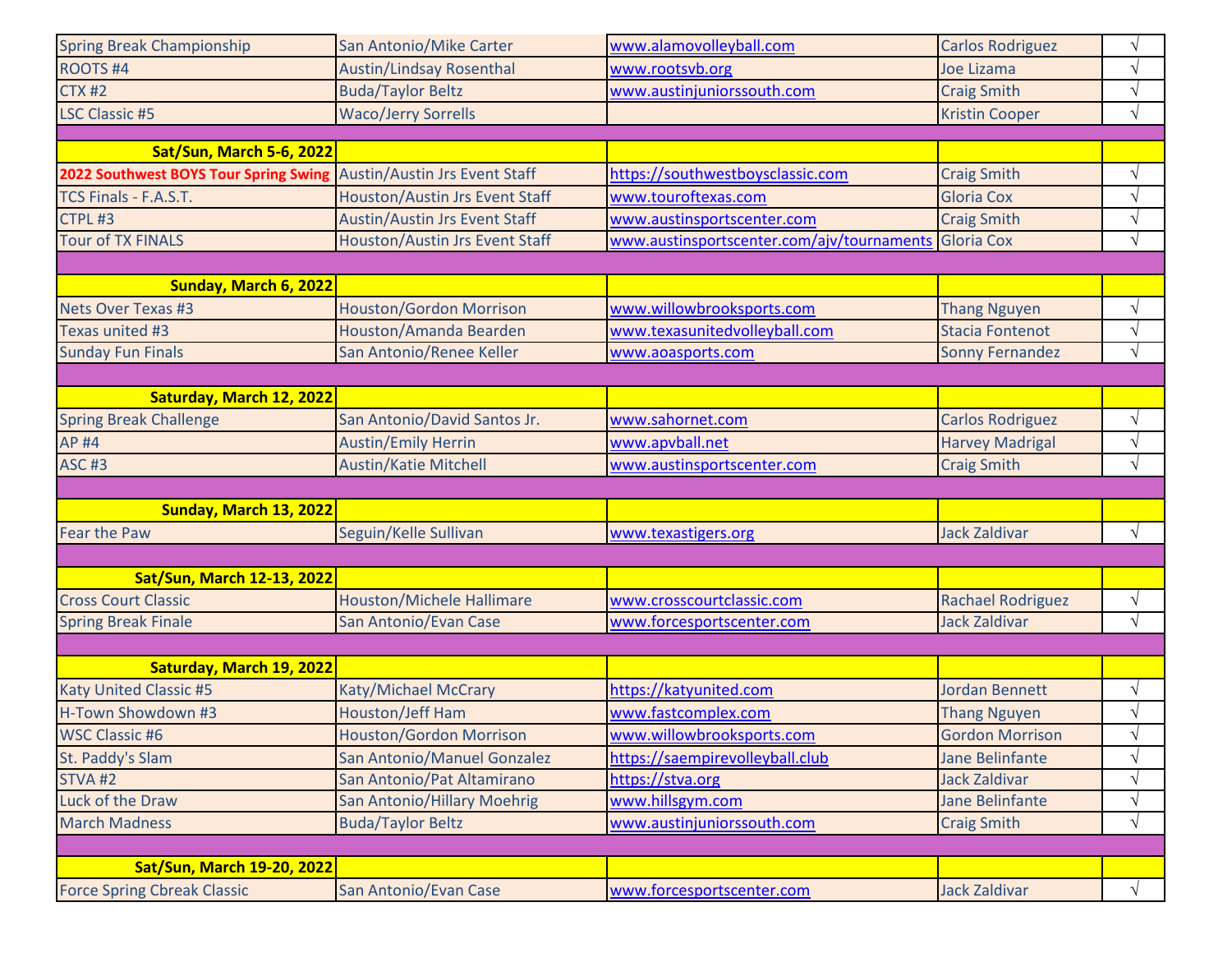| | | | | |
|---|---|---|---|---|
| Spring Break Championship | San Antonio/Mike Carter | www.alamovolleyball.com | Carlos Rodriguez | √ |
| ROOTS #4 | Austin/Lindsay Rosenthal | www.rootsvb.org | Joe Lizama | √ |
| CTX #2 | Buda/Taylor Beltz | www.austinjuniorssouth.com | Craig Smith | √ |
| LSC Classic #5 | Waco/Jerry Sorrells | | Kristin Cooper | √ |
| | | | | |
| **Sat/Sun, March 5-6, 2022** | | | | |
| **2022 Southwest BOYS Tour Spring Swing** | Austin/Austin Jrs Event Staff | https://southwestboysclassic.com | Craig Smith | √ |
| TCS Finals - F.A.S.T. | Houston/Austin Jrs Event Staff | www.touroftexas.com | Gloria Cox | √ |
| CTPL #3 | Austin/Austin Jrs Event Staff | www.austinsportscenter.com | Craig Smith | √ |
| Tour of TX FINALS | Houston/Austin Jrs Event Staff | www.austinsportscenter.com/ajv/tournaments | Gloria Cox | √ |
| | | | | |
| **Sunday, March 6, 2022** | | | | |
| Nets Over Texas #3 | Houston/Gordon Morrison | www.willowbrooksports.com | Thang Nguyen | √ |
| Texas united #3 | Houston/Amanda Bearden | www.texasunitedvolleyball.com | Stacia Fontenot | √ |
| Sunday Fun Finals | San Antonio/Renee Keller | www.aoasports.com | Sonny Fernandez | √ |
| | | | | |
| **Saturday, March 12, 2022** | | | | |
| Spring Break Challenge | San Antonio/David Santos Jr. | www.sahornet.com | Carlos Rodriguez | √ |
| AP #4 | Austin/Emily Herrin | www.apvball.net | Harvey Madrigal | √ |
| ASC #3 | Austin/Katie Mitchell | www.austinsportscenter.com | Craig Smith | √ |
| | | | | |
| **Sunday, March 13, 2022** | | | | |
| Fear the Paw | Seguin/Kelle Sullivan | www.texastigers.org | Jack Zaldivar | √ |
| | | | | |
| **Sat/Sun, March 12-13, 2022** | | | | |
| Cross Court Classic | Houston/Michele Hallimare | www.crosscourtclassic.com | Rachael Rodriguez | √ |
| Spring Break Finale | San Antonio/Evan Case | www.forcesportscenter.com | Jack Zaldivar | √ |
| | | | | |
| **Saturday, March 19, 2022** | | | | |
| Katy United Classic #5 | Katy/Michael McCrary | https://katyunited.com | Jordan Bennett | √ |
| H-Town Showdown #3 | Houston/Jeff Ham | www.fastcomplex.com | Thang Nguyen | √ |
| WSC Classic #6 | Houston/Gordon Morrison | www.willowbrooksports.com | Gordon Morrison | √ |
| St. Paddy's Slam | San Antonio/Manuel Gonzalez | https://saempirevolleyball.club | Jane Belinfante | √ |
| STVA #2 | San Antonio/Pat Altamirano | https://stva.org | Jack Zaldivar | √ |
| Luck of the Draw | San Antonio/Hillary Moehrig | www.hillsgym.com | Jane Belinfante | √ |
| March Madness | Buda/Taylor Beltz | www.austinjuniorssouth.com | Craig Smith | √ |
| | | | | |
| **Sat/Sun, March 19-20, 2022** | | | | |
| Force Spring Cbreak Classic | San Antonio/Evan Case | www.forcesportscenter.com | Jack Zaldivar | √ |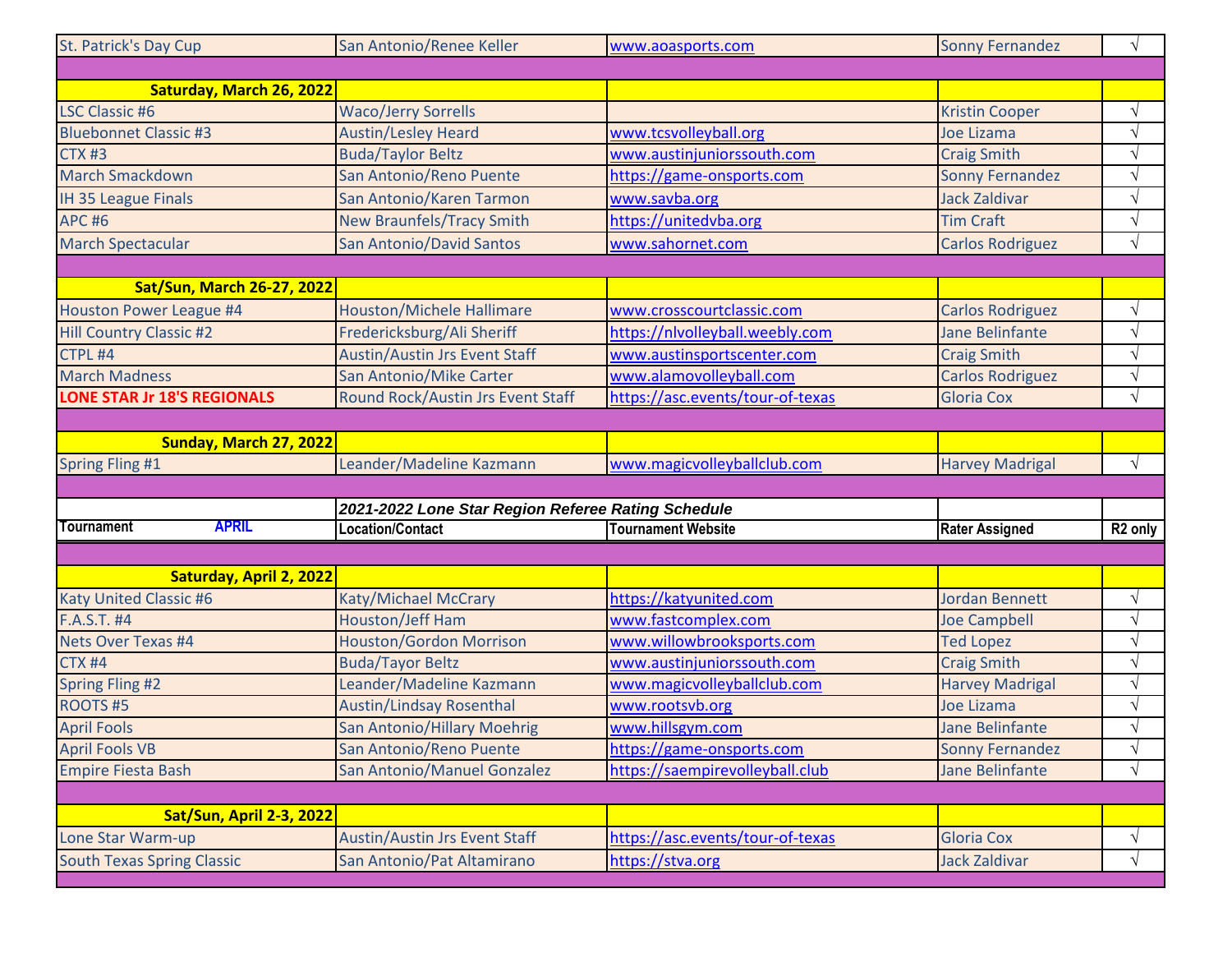| | | | | |
|---|---|---|---|---|
| St. Patrick's Day Cup | San Antonio/Renee Keller | www.aoasports.com | Sonny Fernandez | √ |
| | | | | |
| **Saturday, March 26, 2022** | | | | |
| LSC Classic #6 | Waco/Jerry Sorrells | | Kristin Cooper | √ |
| Bluebonnet Classic #3 | Austin/Lesley Heard | www.tcsvolleyball.org | Joe Lizama | √ |
| CTX #3 | Buda/Taylor Beltz | www.austinjuniorssouth.com | Craig Smith | √ |
| March Smackdown | San Antonio/Reno Puente | https://game-onsports.com | Sonny Fernandez | √ |
| IH 35 League Finals | San Antonio/Karen Tarmon | www.savba.org | Jack Zaldivar | √ |
| APC #6 | New Braunfels/Tracy Smith | https://unitedvba.org | Tim Craft | √ |
| March Spectacular | San Antonio/David Santos | www.sahornet.com | Carlos Rodriguez | √ |
| | | | | |
| **Sat/Sun, March 26-27, 2022** | | | | |
| Houston Power League #4 | Houston/Michele Hallimare | www.crosscourtclassic.com | Carlos Rodriguez | √ |
| Hill Country Classic #2 | Fredericksburg/Ali Sheriff | https://nlvolleyball.weebly.com | Jane Belinfante | √ |
| CTPL #4 | Austin/Austin Jrs Event Staff | www.austinsportscenter.com | Craig Smith | √ |
| March Madness | San Antonio/Mike Carter | www.alamovolleyball.com | Carlos Rodriguez | √ |
| **LONE STAR Jr 18'S REGIONALS** | Round Rock/Austin Jrs Event Staff | https://asc.events/tour-of-texas | Gloria Cox | √ |
| | | | | |
| **Sunday, March 27, 2022** | | | | |
| Spring Fling #1 | Leander/Madeline Kazmann | www.magicvolleyballclub.com | Harvey Madrigal | √ |

| | *2021-2022 Lone Star Region Referee Rating Schedule* | | | |
|---|---|---|---|---|
| **Tournament APRIL** | **Location/Contact** | **Tournament Website** | **Rater Assigned** | **R2 only** |
| | | | | |
| **Saturday, April 2, 2022** | | | | |
| Katy United Classic #6 | Katy/Michael McCrary | https://katyunited.com | Jordan Bennett | √ |
| F.A.S.T. #4 | Houston/Jeff Ham | www.fastcomplex.com | Joe Campbell | √ |
| Nets Over Texas #4 | Houston/Gordon Morrison | www.willowbrooksports.com | Ted Lopez | √ |
| CTX #4 | Buda/Tayor Beltz | www.austinjuniorssouth.com | Craig Smith | √ |
| Spring Fling #2 | Leander/Madeline Kazmann | www.magicvolleyballclub.com | Harvey Madrigal | √ |
| ROOTS #5 | Austin/Lindsay Rosenthal | www.rootsvb.org | Joe Lizama | √ |
| April Fools | San Antonio/Hillary Moehrig | www.hillsgym.com | Jane Belinfante | √ |
| April Fools VB | San Antonio/Reno Puente | https://game-onsports.com | Sonny Fernandez | √ |
| Empire Fiesta Bash | San Antonio/Manuel Gonzalez | https://saempirevolleyball.club | Jane Belinfante | √ |
| | | | | |
| **Sat/Sun, April 2-3, 2022** | | | | |
| Lone Star Warm-up | Austin/Austin Jrs Event Staff | https://asc.events/tour-of-texas | Gloria Cox | √ |
| South Texas Spring Classic | San Antonio/Pat Altamirano | https://stva.org | Jack Zaldivar | √ |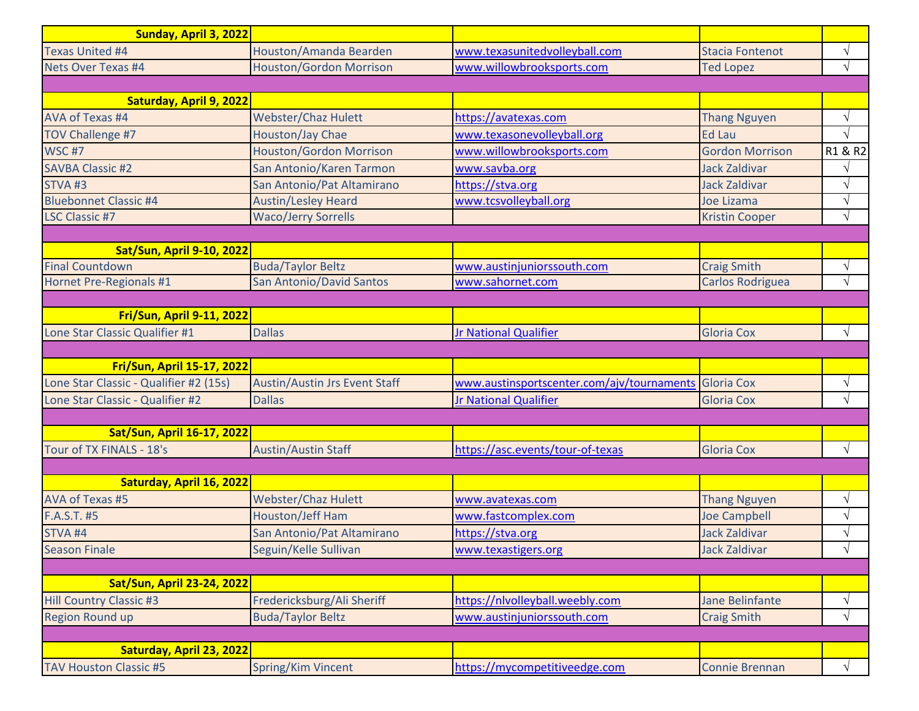| Sunday, April 3, 2022 | | | | |
|---|---|---|---|---|
| Texas United #4 | Houston/Amanda Bearden | www.texasunitedvolleyball.com | Stacia Fontenot | √ |
| Nets Over Texas #4 | Houston/Gordon Morrison | www.willowbrooksports.com | Ted Lopez | √ |
| | | | | |
| **Saturday, April 9, 2022** | | | | |
| AVA of Texas #4 | Webster/Chaz Hulett | https://avatexas.com | Thang Nguyen | √ |
| TOV Challenge #7 | Houston/Jay Chae | www.texasonevolleyball.org | Ed Lau | √ |
| WSC #7 | Houston/Gordon Morrison | www.willowbrooksports.com | Gordon Morrison | R1 & R2 |
| SAVBA Classic #2 | San Antonio/Karen Tarmon | www.savba.org | Jack Zaldivar | √ |
| STVA #3 | San Antonio/Pat Altamirano | https://stva.org | Jack Zaldivar | √ |
| Bluebonnet Classic #4 | Austin/Lesley Heard | www.tcsvolleyball.org | Joe Lizama | √ |
| LSC Classic #7 | Waco/Jerry Sorrells | | Kristin Cooper | √ |
| | | | | |
| **Sat/Sun, April 9-10, 2022** | | | | |
| Final Countdown | Buda/Taylor Beltz | www.austinjuniorssouth.com | Craig Smith | √ |
| Hornet Pre-Regionals #1 | San Antonio/David Santos | www.sahornet.com | Carlos Rodriguea | √ |
| | | | | |
| **Fri/Sun, April 9-11, 2022** | | | | |
| Lone Star Classic Qualifier #1 | Dallas | Jr National Qualifier | Gloria Cox | √ |
| | | | | |
| **Fri/Sun, April 15-17, 2022** | | | | |
| Lone Star Classic - Qualifier #2 (15s) | Austin/Austin Jrs Event Staff | www.austinsportscenter.com/ajv/tournaments | Gloria Cox | √ |
| Lone Star Classic - Qualifier #2 | Dallas | Jr National Qualifier | Gloria Cox | √ |
| | | | | |
| **Sat/Sun, April 16-17, 2022** | | | | |
| Tour of TX FINALS - 18's | Austin/Austin Staff | https://asc.events/tour-of-texas | Gloria Cox | √ |
| | | | | |
| **Saturday, April 16, 2022** | | | | |
| AVA of Texas #5 | Webster/Chaz Hulett | www.avatexas.com | Thang Nguyen | √ |
| F.A.S.T. #5 | Houston/Jeff Ham | www.fastcomplex.com | Joe Campbell | √ |
| STVA #4 | San Antonio/Pat Altamirano | https://stva.org | Jack Zaldivar | √ |
| Season Finale | Seguin/Kelle Sullivan | www.texastigers.org | Jack Zaldivar | √ |
| | | | | |
| **Sat/Sun, April 23-24, 2022** | | | | |
| Hill Country Classic #3 | Fredericksburg/Ali Sheriff | https://nlvolleyball.weebly.com | Jane Belinfante | √ |
| Region Round up | Buda/Taylor Beltz | www.austinjuniorssouth.com | Craig Smith | √ |
| | | | | |
| **Saturday, April 23, 2022** | | | | |
| TAV Houston Classic #5 | Spring/Kim Vincent | https://mycompetitiveedge.com | Connie Brennan | √ |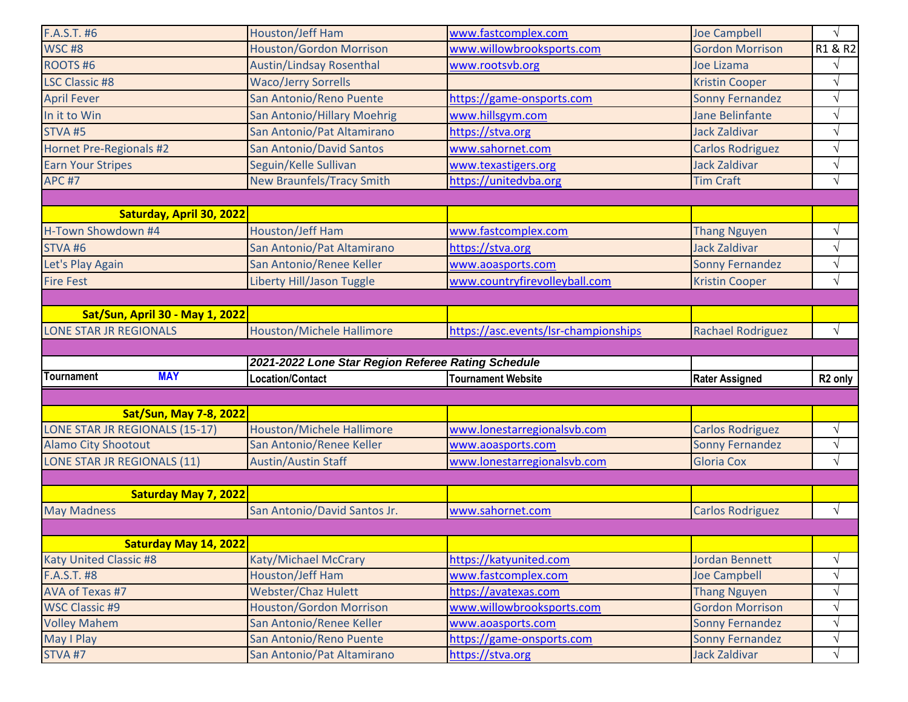| | | | | |
|---|---|---|---|---|
| F.A.S.T. #6 | Houston/Jeff Ham | www.fastcomplex.com | Joe Campbell | √ |
| WSC #8 | Houston/Gordon Morrison | www.willowbrooksports.com | Gordon Morrison | R1 & R2 |
| ROOTS #6 | Austin/Lindsay Rosenthal | www.rootsvb.org | Joe Lizama | √ |
| LSC Classic #8 | Waco/Jerry Sorrells | | Kristin Cooper | √ |
| April Fever | San Antonio/Reno Puente | https://game-onsports.com | Sonny Fernandez | √ |
| In it to Win | San Antonio/Hillary Moehrig | www.hillsgym.com | Jane Belinfante | √ |
| STVA #5 | San Antonio/Pat Altamirano | https://stva.org | Jack Zaldivar | √ |
| Hornet Pre-Regionals #2 | San Antonio/David Santos | www.sahornet.com | Carlos Rodriguez | √ |
| Earn Your Stripes | Seguin/Kelle Sullivan | www.texastigers.org | Jack Zaldivar | √ |
| APC #7 | New Braunfels/Tracy Smith | https://unitedvba.org | Tim Craft | √ |
| | | | | |
| **Saturday, April 30, 2022** | | | | |
| H-Town Showdown #4 | Houston/Jeff Ham | www.fastcomplex.com | Thang Nguyen | √ |
| STVA #6 | San Antonio/Pat Altamirano | https://stva.org | Jack Zaldivar | √ |
| Let's Play Again | San Antonio/Renee Keller | www.aoasports.com | Sonny Fernandez | √ |
| Fire Fest | Liberty Hill/Jason Tuggle | www.countryfirevolleyball.com | Kristin Cooper | √ |
| | | | | |
| **Sat/Sun, April 30 - May 1, 2022** | | | | |
| LONE STAR JR REGIONALS | Houston/Michele Hallimore | https://asc.events/lsr-championships | Rachael Rodriguez | √ |
| | | | | |
| | ***2021-2022 Lone Star Region Referee Rating Schedule*** | | | |
| **Tournament MAY** | **Location/Contact** | **Tournament Website** | **Rater Assigned** | **R2 only** |
| | | | | |
| **Sat/Sun, May 7-8, 2022** | | | | |
| LONE STAR JR REGIONALS (15-17) | Houston/Michele Hallimore | www.lonestarregionalsvb.com | Carlos Rodriguez | √ |
| Alamo City Shootout | San Antonio/Renee Keller | www.aoasports.com | Sonny Fernandez | √ |
| LONE STAR JR REGIONALS (11) | Austin/Austin Staff | www.lonestarregionalsvb.com | Gloria Cox | √ |
| | | | | |
| **Saturday May 7, 2022** | | | | |
| May Madness | San Antonio/David Santos Jr. | www.sahornet.com | Carlos Rodriguez | √ |
| | | | | |
| **Saturday May 14, 2022** | | | | |
| Katy United Classic #8 | Katy/Michael McCrary | https://katyunited.com | Jordan Bennett | √ |
| F.A.S.T. #8 | Houston/Jeff Ham | www.fastcomplex.com | Joe Campbell | √ |
| AVA of Texas #7 | Webster/Chaz Hulett | https://avatexas.com | Thang Nguyen | √ |
| WSC Classic #9 | Houston/Gordon Morrison | www.willowbrooksports.com | Gordon Morrison | √ |
| Volley Mahem | San Antonio/Renee Keller | www.aoasports.com | Sonny Fernandez | √ |
| May I Play | San Antonio/Reno Puente | https://game-onsports.com | Sonny Fernandez | √ |
| STVA #7 | San Antonio/Pat Altamirano | https://stva.org | Jack Zaldivar | √ |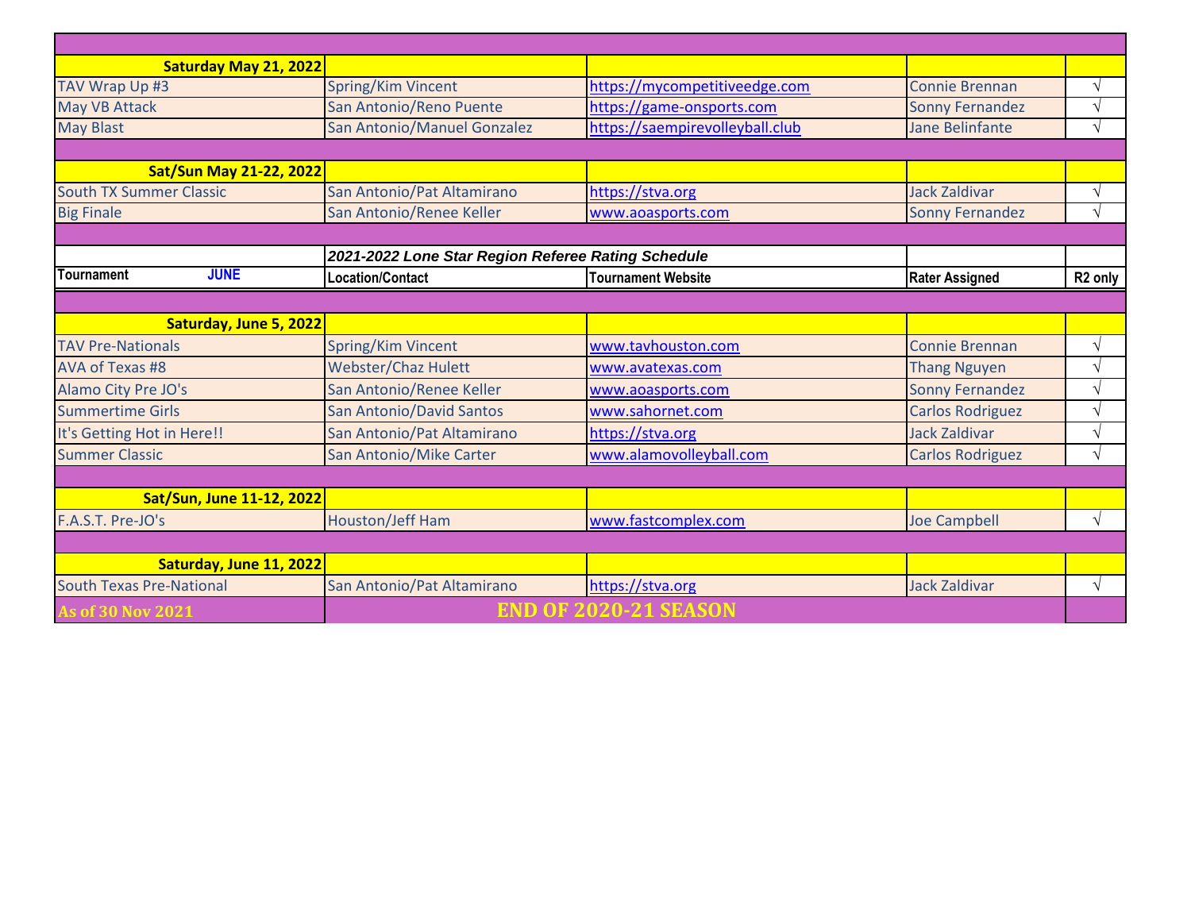| | | | | |
|---|---|---|---|---|
| **Saturday May 21, 2022** | | | | |
| TAV Wrap Up #3 | Spring/Kim Vincent | https://mycompetitiveedge.com | Connie Brennan | √ |
| May VB Attack | San Antonio/Reno Puente | https://game-onsports.com | Sonny Fernandez | √ |
| May Blast | San Antonio/Manuel Gonzalez | https://saempirevolleyball.club | Jane Belinfante | √ |
| | | | | |
| **Sat/Sun May 21-22, 2022** | | | | |
| South TX Summer Classic | San Antonio/Pat Altamirano | https://stva.org | Jack Zaldivar | √ |
| Big Finale | San Antonio/Renee Keller | www.aoasports.com | Sonny Fernandez | √ |
| | | | | |
| | ***2021-2022 Lone Star Region Referee Rating Schedule*** | | | |
| **Tournament** **JUNE** | **Location/Contact** | **Tournament Website** | **Rater Assigned** | **R2 only** |
| | | | | |
| **Saturday, June 5, 2022** | | | | |
| TAV Pre-Nationals | Spring/Kim Vincent | www.tavhouston.com | Connie Brennan | √ |
| AVA of Texas #8 | Webster/Chaz Hulett | www.avatexas.com | Thang Nguyen | √ |
| Alamo City Pre JO's | San Antonio/Renee Keller | www.aoasports.com | Sonny Fernandez | √ |
| Summertime Girls | San Antonio/David Santos | www.sahornet.com | Carlos Rodriguez | √ |
| It's Getting Hot in Here!! | San Antonio/Pat Altamirano | https://stva.org | Jack Zaldivar | √ |
| Summer Classic | San Antonio/Mike Carter | www.alamovolleyball.com | Carlos Rodriguez | √ |
| | | | | |
| **Sat/Sun, June 11-12, 2022** | | | | |
| F.A.S.T. Pre-JO's | Houston/Jeff Ham | www.fastcomplex.com | Joe Campbell | √ |
| | | | | |
| **Saturday, June 11, 2022** | | | | |
| South Texas Pre-National | San Antonio/Pat Altamirano | https://stva.org | Jack Zaldivar | √ |
| **As of 30 Nov 2021** | **END OF 2020-21 SEASON** | | | |